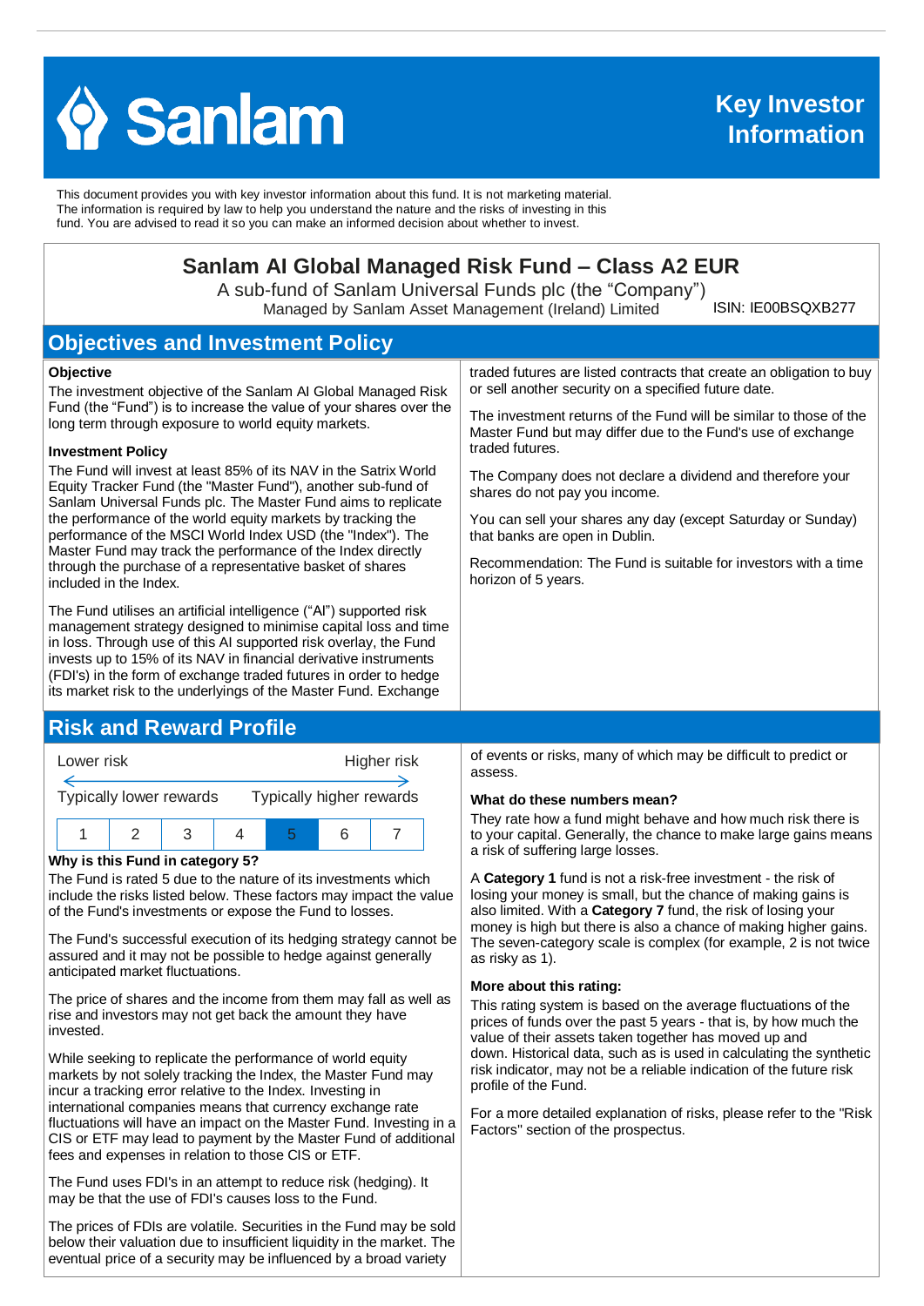Sanlam

Key Investor Information

This document provides you with key investor information about this fund. It is not marketing material. The information is required by law to help you understand the nature and the risks of investing in this fund. You are advised to read it so you can make an informed decision about whether to invest.

# Sanlam AI Global Managed Risk Fund – Class A2 EUR

A sub-fund of Sanlam Universal Funds plc (the "Company")
Managed by Sanlam Asset Management (Ireland) Limited

ISIN: IE00BSQXB277

## Objectives and Investment Policy

**Objective**

The investment objective of the Sanlam AI Global Managed Risk Fund (the "Fund") is to increase the value of your shares over the long term through exposure to world equity markets.

**Investment Policy**

The Fund will invest at least 85% of its NAV in the Satrix World Equity Tracker Fund (the "Master Fund"), another sub-fund of Sanlam Universal Funds plc. The Master Fund aims to replicate the performance of the world equity markets by tracking the performance of the MSCI World Index USD (the "Index"). The Master Fund may track the performance of the Index directly through the purchase of a representative basket of shares included in the Index.

The Fund utilises an artificial intelligence ("AI") supported risk management strategy designed to minimise capital loss and time in loss. Through use of this AI supported risk overlay, the Fund invests up to 15% of its NAV in financial derivative instruments (FDI's) in the form of exchange traded futures in order to hedge its market risk to the underlyings of the Master Fund. Exchange traded futures are listed contracts that create an obligation to buy or sell another security on a specified future date.

The investment returns of the Fund will be similar to those of the Master Fund but may differ due to the Fund's use of exchange traded futures.

The Company does not declare a dividend and therefore your shares do not pay you income.

You can sell your shares any day (except Saturday or Sunday) that banks are open in Dublin.

Recommendation: The Fund is suitable for investors with a time horizon of 5 years.

## Risk and Reward Profile

Lower risk — Higher risk

Typically lower rewards — Typically higher rewards

| 1 | 2 | 3 | 4 | **5** | 6 | 7 |
|---|---|---|---|---|---|---|

**Why is this Fund in category 5?**

The Fund is rated 5 due to the nature of its investments which include the risks listed below. These factors may impact the value of the Fund's investments or expose the Fund to losses.

The Fund's successful execution of its hedging strategy cannot be assured and it may not be possible to hedge against generally anticipated market fluctuations.

The price of shares and the income from them may fall as well as rise and investors may not get back the amount they have invested.

While seeking to replicate the performance of world equity markets by not solely tracking the Index, the Master Fund may incur a tracking error relative to the Index. Investing in international companies means that currency exchange rate fluctuations will have an impact on the Master Fund. Investing in a CIS or ETF may lead to payment by the Master Fund of additional fees and expenses in relation to those CIS or ETF.

The Fund uses FDI's in an attempt to reduce risk (hedging). It may be that the use of FDI's causes loss to the Fund.

The prices of FDIs are volatile. Securities in the Fund may be sold below their valuation due to insufficient liquidity in the market. The eventual price of a security may be influenced by a broad variety of events or risks, many of which may be difficult to predict or assess.

**What do these numbers mean?**

They rate how a fund might behave and how much risk there is to your capital. Generally, the chance to make large gains means a risk of suffering large losses.

A **Category 1** fund is not a risk-free investment - the risk of losing your money is small, but the chance of making gains is also limited. With a **Category 7** fund, the risk of losing your money is high but there is also a chance of making higher gains. The seven-category scale is complex (for example, 2 is not twice as risky as 1).

**More about this rating:**

This rating system is based on the average fluctuations of the prices of funds over the past 5 years - that is, by how much the value of their assets taken together has moved up and down. Historical data, such as is used in calculating the synthetic risk indicator, may not be a reliable indication of the future risk profile of the Fund.

For a more detailed explanation of risks, please refer to the "Risk Factors" section of the prospectus.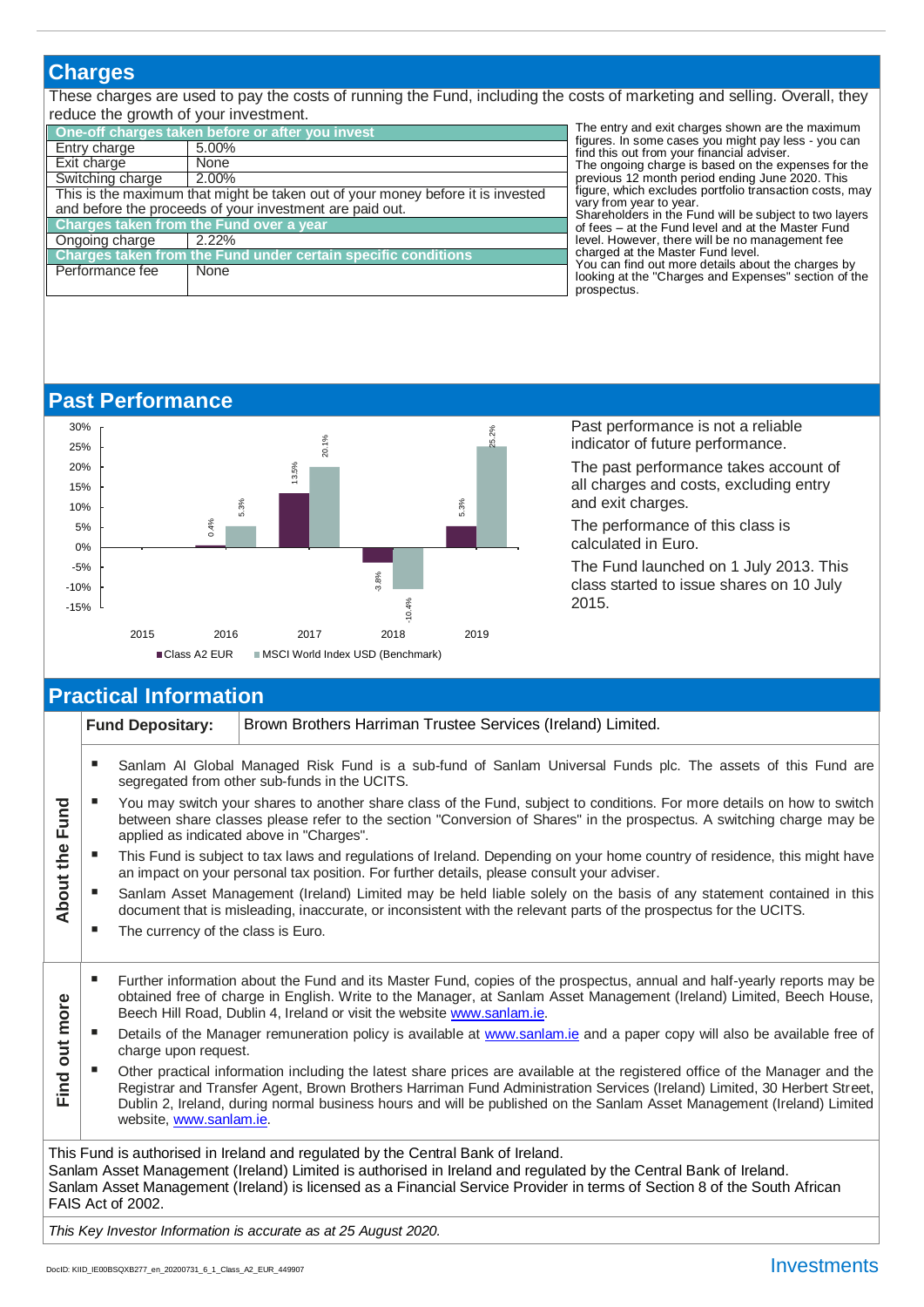## Charges

These charges are used to pay the costs of running the Fund, including the costs of marketing and selling. Overall, they reduce the growth of your investment.

| One-off charges taken before or after you invest | |
|---|---|
| Entry charge | 5.00% |
| Exit charge | None |
| Switching charge | 2.00% |
| This is the maximum that might be taken out of your money before it is invested and before the proceeds of your investment are paid out. | |
| **Charges taken from the Fund over a year** | |
| Ongoing charge | 2.22% |
| **Charges taken from the Fund under certain specific conditions** | |
| Performance fee | None |

The entry and exit charges shown are the maximum figures. In some cases you might pay less - you can find this out from your financial adviser.

The ongoing charge is based on the expenses for the previous 12 month period ending June 2020. This figure, which excludes portfolio transaction costs, may vary from year to year.

Shareholders in the Fund will be subject to two layers of fees – at the Fund level and at the Master Fund level. However, there will be no management fee charged at the Master Fund level.

You can find out more details about the charges by looking at the "Charges and Expenses" section of the prospectus.

## Past Performance

30%
25%
20%
15%
10%
5%
0%
-5%
-10%
-15%

0.4%
5.3%
13.5%
20.1%
-3.8%
-10.4%
5.3%
25.2%

2015
2016
2017
2018
2019

Class A2 EUR
MSCI World Index USD (Benchmark)

Past performance is not a reliable indicator of future performance.

The past performance takes account of all charges and costs, excluding entry and exit charges.

The performance of this class is calculated in Euro.

The Fund launched on 1 July 2013. This class started to issue shares on 10 July 2015.

## Practical Information

**Fund Depositary:** Brown Brothers Harriman Trustee Services (Ireland) Limited.

### About the Fund

- Sanlam AI Global Managed Risk Fund is a sub-fund of Sanlam Universal Funds plc. The assets of this Fund are segregated from other sub-funds in the UCITS.
- You may switch your shares to another share class of the Fund, subject to conditions. For more details on how to switch between share classes please refer to the section "Conversion of Shares" in the prospectus. A switching charge may be applied as indicated above in "Charges".
- This Fund is subject to tax laws and regulations of Ireland. Depending on your home country of residence, this might have an impact on your personal tax position. For further details, please consult your adviser.
- Sanlam Asset Management (Ireland) Limited may be held liable solely on the basis of any statement contained in this document that is misleading, inaccurate, or inconsistent with the relevant parts of the prospectus for the UCITS.
- The currency of the class is Euro.

### Find out more

- Further information about the Fund and its Master Fund, copies of the prospectus, annual and half-yearly reports may be obtained free of charge in English. Write to the Manager, at Sanlam Asset Management (Ireland) Limited, Beech House, Beech Hill Road, Dublin 4, Ireland or visit the website www.sanlam.ie.
- Details of the Manager remuneration policy is available at www.sanlam.ie and a paper copy will also be available free of charge upon request.
- Other practical information including the latest share prices are available at the registered office of the Manager and the Registrar and Transfer Agent, Brown Brothers Harriman Fund Administration Services (Ireland) Limited, 30 Herbert Street, Dublin 2, Ireland, during normal business hours and will be published on the Sanlam Asset Management (Ireland) Limited website, www.sanlam.ie.

This Fund is authorised in Ireland and regulated by the Central Bank of Ireland.
Sanlam Asset Management (Ireland) Limited is authorised in Ireland and regulated by the Central Bank of Ireland.
Sanlam Asset Management (Ireland) is licensed as a Financial Service Provider in terms of Section 8 of the South African FAIS Act of 2002.

*This Key Investor Information is accurate as at 25 August 2020.*

DocID: KIID_IE00BSQXB277_en_20200731_6_1_Class_A2_EUR_449907

Investments